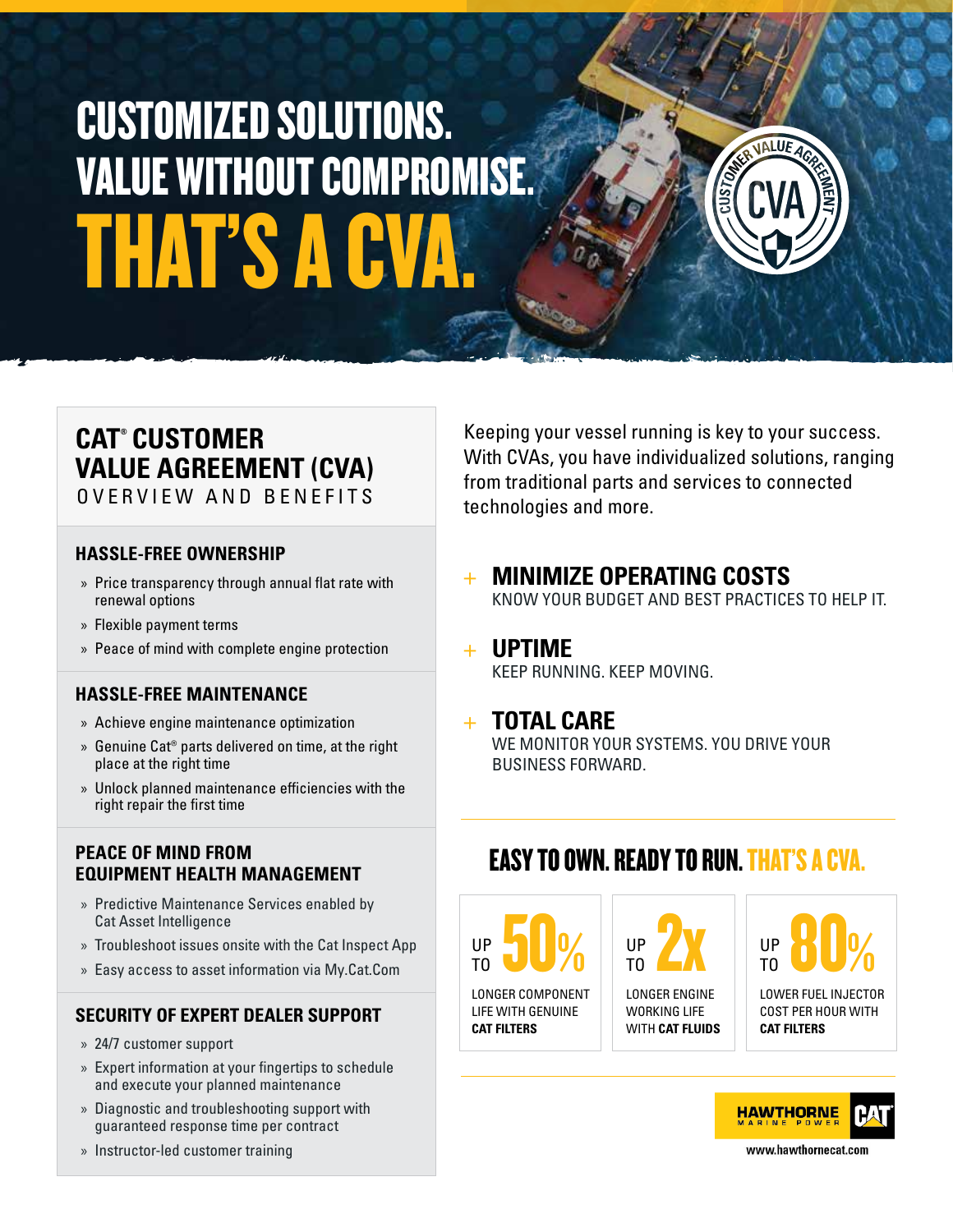# CUSTOMIZED SOLUTIONS. VALUE WITHOUT COMPROMISE. THAT'S A CVA.

CUSTOMER VALUE AGREEMENT CVA

## CAT® CUSTOMER VALUE AGREEMENT (CVA)

OVERVIEW AND BENEFITS

### HASSLE-FREE OWNERSHIP

- Price transparency through annual flat rate with renewal options
- Flexible payment terms
- Peace of mind with complete engine protection

### HASSLE-FREE MAINTENANCE

- Achieve engine maintenance optimization
- Genuine Cat® parts delivered on time, at the right place at the right time
- Unlock planned maintenance efficiencies with the right repair the first time

### PEACE OF MIND FROM EQUIPMENT HEALTH MANAGEMENT

- Predictive Maintenance Services enabled by Cat Asset Intelligence
- Troubleshoot issues onsite with the Cat Inspect App
- Easy access to asset information via My.Cat.Com

### SECURITY OF EXPERT DEALER SUPPORT

- 24/7 customer support
- Expert information at your fingertips to schedule and execute your planned maintenance
- Diagnostic and troubleshooting support with guaranteed response time per contract
- Instructor-led customer training

Keeping your vessel running is key to your success. With CVAs, you have individualized solutions, ranging from traditional parts and services to connected technologies and more.

### + MINIMIZE OPERATING COSTS

KNOW YOUR BUDGET AND BEST PRACTICES TO HELP IT.

### + UPTIME

KEEP RUNNING. KEEP MOVING.

### + TOTAL CARE

WE MONITOR YOUR SYSTEMS. YOU DRIVE YOUR BUSINESS FORWARD.

## EASY TO OWN. READY TO RUN. THAT'S A CVA.

| UP TO 50% | UP TO 2x | UP TO 80% |
| --- | --- | --- |
| LONGER COMPONENT LIFE WITH GENUINE **CAT FILTERS** | LONGER ENGINE WORKING LIFE WITH **CAT FLUIDS** | LOWER FUEL INJECTOR COST PER HOUR WITH **CAT FILTERS** |

HAWTHORNE MARINE POWER CAT

www.hawthornecat.com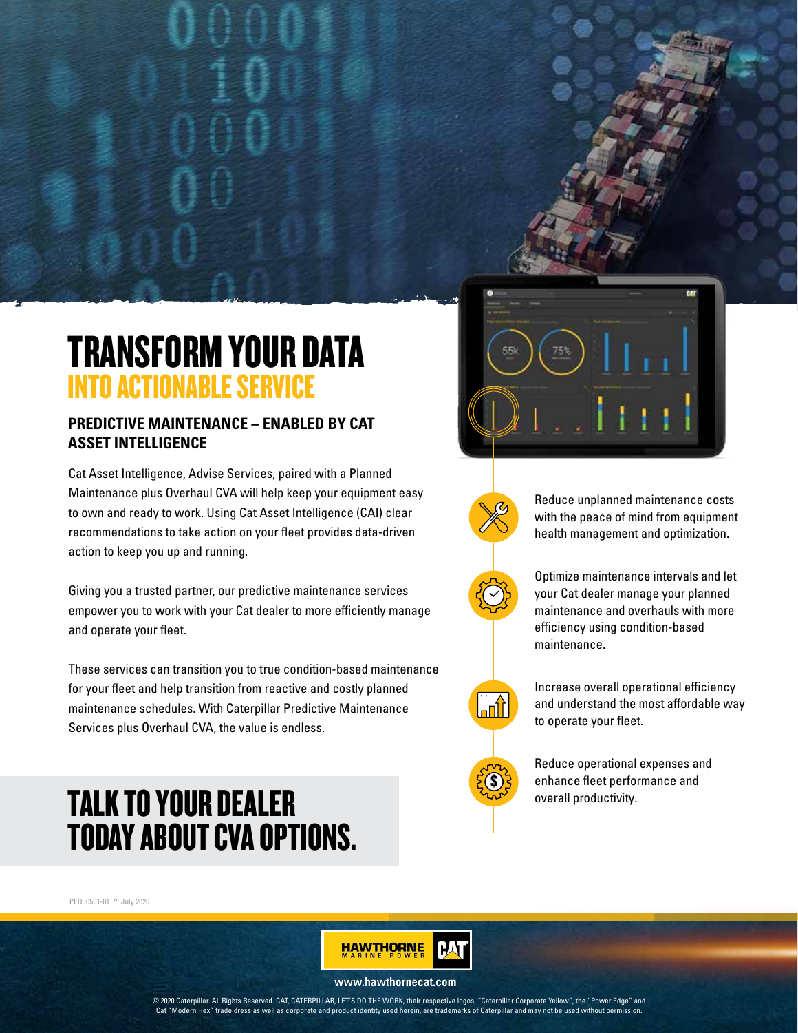# TRANSFORM YOUR DATA INTO ACTIONABLE SERVICE

### PREDICTIVE MAINTENANCE – ENABLED BY CAT ASSET INTELLIGENCE

Cat Asset Intelligence, Advise Services, paired with a Planned Maintenance plus Overhaul CVA will help keep your equipment easy to own and ready to work. Using Cat Asset Intelligence (CAI) clear recommendations to take action on your fleet provides data-driven action to keep you up and running.

Giving you a trusted partner, our predictive maintenance services empower you to work with your Cat dealer to more efficiently manage and operate your fleet.

These services can transition you to true condition-based maintenance for your fleet and help transition from reactive and costly planned maintenance schedules. With Caterpillar Predictive Maintenance Services plus Overhaul CVA, the value is endless.

- Reduce unplanned maintenance costs with the peace of mind from equipment health management and optimization.
- Optimize maintenance intervals and let your Cat dealer manage your planned maintenance and overhauls with more efficiency using condition-based maintenance.
- Increase overall operational efficiency and understand the most affordable way to operate your fleet.
- Reduce operational expenses and enhance fleet performance and overall productivity.

## TALK TO YOUR DEALER TODAY ABOUT CVA OPTIONS.

PEDJ0501-01 // July 2020

HAWTHORNE MARINE POWER CAT

www.hawthornecat.com

© 2020 Caterpillar. All Rights Reserved. CAT, CATERPILLAR, LET'S DO THE WORK, their respective logos, "Caterpillar Corporate Yellow", the "Power Edge" and Cat "Modern Hex" trade dress as well as corporate and product identity used herein, are trademarks of Caterpillar and may not be used without permission.